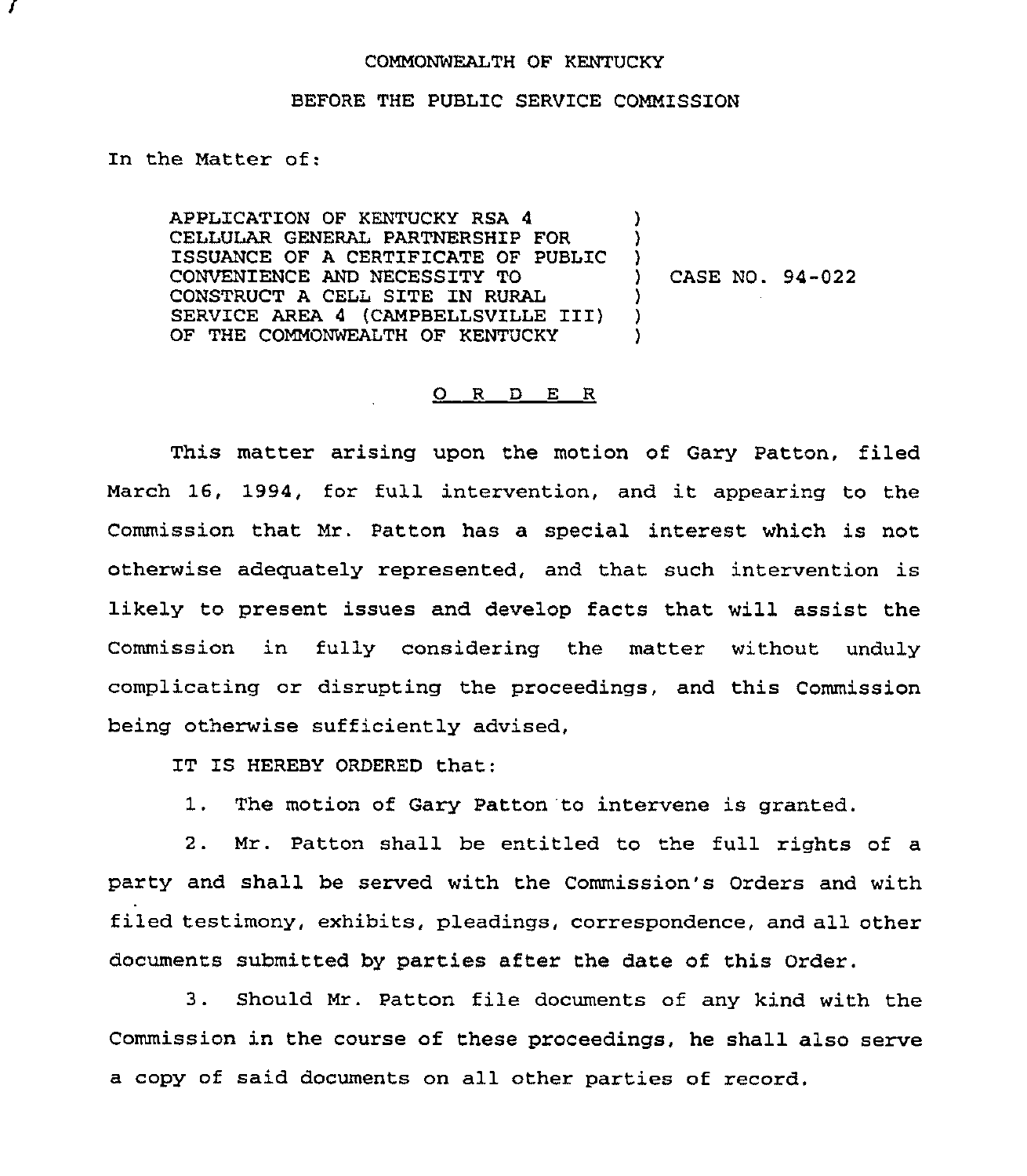COMMONWEALTH OF KENTUCKY

BEFORE THE PUBLIC SERVICE COMMISSION

In the Matter of:

APPLICATION OF KENTUCKY RSA 4 CELLULAR GENERAL PARTNERSHIP FOR ISSUANCE OF A CERTIFICATE OF PUBLIC CONVENIENCE AND NECESSITY TO CONSTRUCT A CELL SITE IN RURAL SERVICE AREA 4 (CAMPBELLSVILLE III) OF THE COMMONWEALTH OF KENTUCKY ) CASE NO. 94-022

O R D E R

This matter arising upon the motion of Gary Patton, filed March 16, 1994, for full intervention, and it appearing to the Commission that Mr. Patton has a special interest which is not otherwise adequately represented, and that such intervention is likely to present issues and develop facts that will assist the Commission in fully considering the matter without unduly complicating or disrupting the proceedings, and this Commission being otherwise sufficiently advised,

IT IS HEREBY ORDERED that:

1. The motion of Gary Patton to intervene is granted.

2. Mr. Patton shall be entitled to the full rights of a party and shall be served with the Commission's Orders and with filed testimony, exhibits, pleadings, correspondence, and all other documents submitted by parties after the date of this Order.

3. Should Mr. Patton file documents of any kind with the Commission in the course of these proceedings, he shall also serve a copy of said documents on all other parties of record.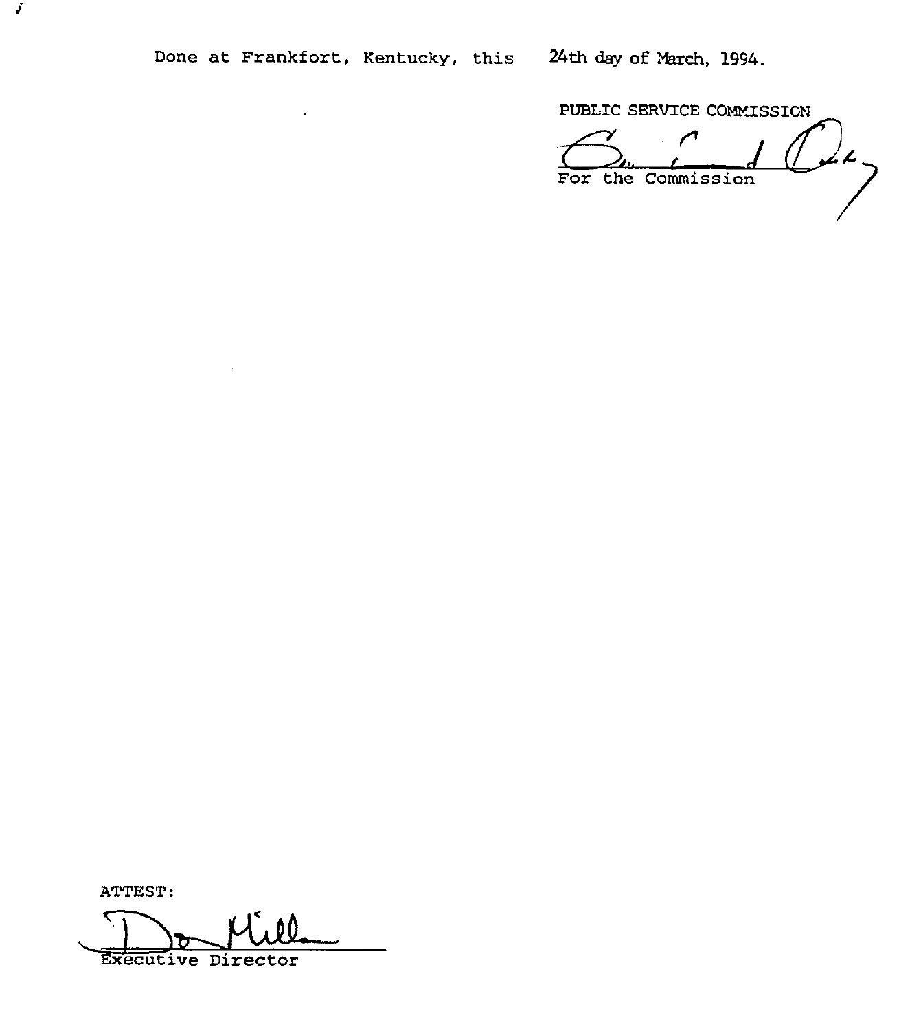Done at Frankfort, Kentucky, this 24th day of March, 1994.

PUBLIC SERVICE COMMISSION

For the Commission

ATTEST:

Executive Director